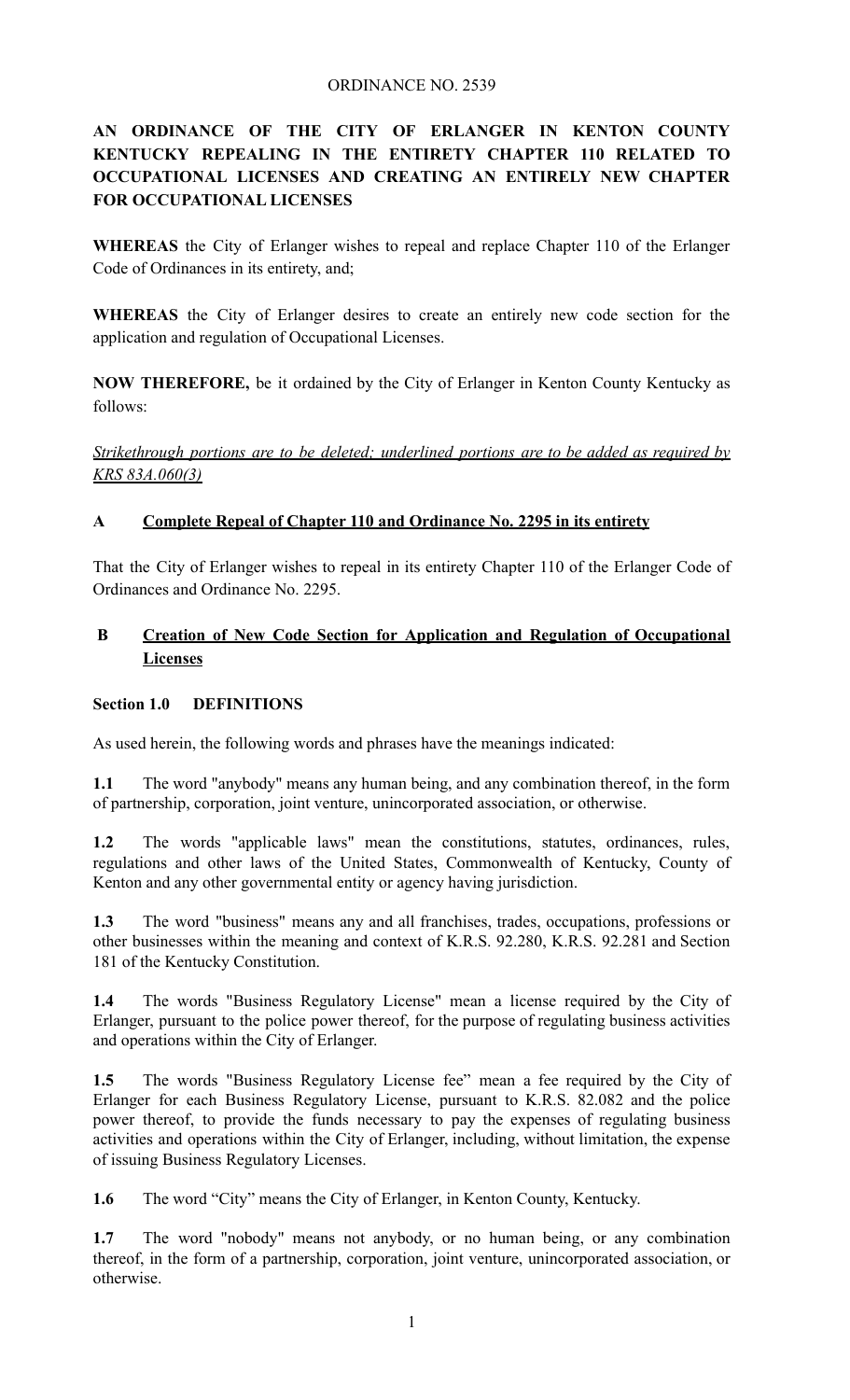ORDINANCE NO. 2539

**AN ORDINANCE OF THE CITY OF ERLANGER IN KENTON COUNTY KENTUCKY REPEALING IN THE ENTIRETY CHAPTER 110 RELATED TO OCCUPATIONAL LICENSES AND CREATING AN ENTIRELY NEW CHAPTER FOR OCCUPATIONAL LICENSES**

**WHEREAS** the City of Erlanger wishes to repeal and replace Chapter 110 of the Erlanger Code of Ordinances in its entirety, and;

**WHEREAS** the City of Erlanger desires to create an entirely new code section for the application and regulation of Occupational Licenses.

**NOW THEREFORE,** be it ordained by the City of Erlanger in Kenton County Kentucky as follows:

*Strikethrough portions are to be deleted; underlined portions are to be added as required by KRS 83A.060(3)*

**A Complete Repeal of Chapter 110 and Ordinance No. 2295 in its entirety**

That the City of Erlanger wishes to repeal in its entirety Chapter 110 of the Erlanger Code of Ordinances and Ordinance No. 2295.

**B Creation of New Code Section for Application and Regulation of Occupational Licenses**

**Section 1.0 DEFINITIONS**

As used herein, the following words and phrases have the meanings indicated:

**1.1** The word "anybody" means any human being, and any combination thereof, in the form of partnership, corporation, joint venture, unincorporated association, or otherwise.

**1.2** The words "applicable laws" mean the constitutions, statutes, ordinances, rules, regulations and other laws of the United States, Commonwealth of Kentucky, County of Kenton and any other governmental entity or agency having jurisdiction.

**1.3** The word "business" means any and all franchises, trades, occupations, professions or other businesses within the meaning and context of K.R.S. 92.280, K.R.S. 92.281 and Section 181 of the Kentucky Constitution.

**1.4** The words "Business Regulatory License" mean a license required by the City of Erlanger, pursuant to the police power thereof, for the purpose of regulating business activities and operations within the City of Erlanger.

**1.5** The words "Business Regulatory License fee" mean a fee required by the City of Erlanger for each Business Regulatory License, pursuant to K.R.S. 82.082 and the police power thereof, to provide the funds necessary to pay the expenses of regulating business activities and operations within the City of Erlanger, including, without limitation, the expense of issuing Business Regulatory Licenses.

**1.6** The word "City" means the City of Erlanger, in Kenton County, Kentucky.

**1.7** The word "nobody" means not anybody, or no human being, or any combination thereof, in the form of a partnership, corporation, joint venture, unincorporated association, or otherwise.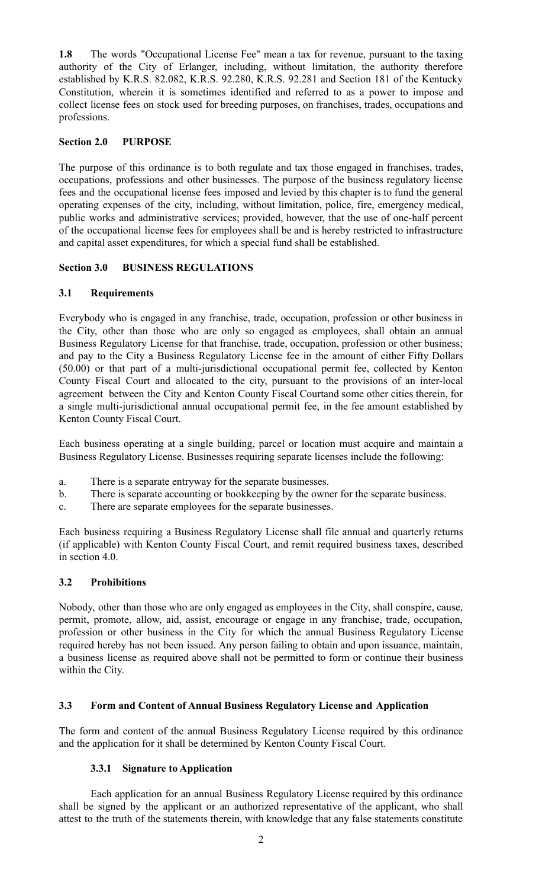**1.8** The words "Occupational License Fee" mean a tax for revenue, pursuant to the taxing authority of the City of Erlanger, including, without limitation, the authority therefore established by K.R.S. 82.082, K.R.S. 92.280, K.R.S. 92.281 and Section 181 of the Kentucky Constitution, wherein it is sometimes identified and referred to as a power to impose and collect license fees on stock used for breeding purposes, on franchises, trades, occupations and professions.

## Section 2.0 PURPOSE

The purpose of this ordinance is to both regulate and tax those engaged in franchises, trades, occupations, professions and other businesses. The purpose of the business regulatory license fees and the occupational license fees imposed and levied by this chapter is to fund the general operating expenses of the city, including, without limitation, police, fire, emergency medical, public works and administrative services; provided, however, that the use of one-half percent of the occupational license fees for employees shall be and is hereby restricted to infrastructure and capital asset expenditures, for which a special fund shall be established.

## Section 3.0 BUSINESS REGULATIONS

### 3.1 Requirements

Everybody who is engaged in any franchise, trade, occupation, profession or other business in the City, other than those who are only so engaged as employees, shall obtain an annual Business Regulatory License for that franchise, trade, occupation, profession or other business; and pay to the City a Business Regulatory License fee in the amount of either Fifty Dollars (50.00) or that part of a multi-jurisdictional occupational permit fee, collected by Kenton County Fiscal Court and allocated to the city, pursuant to the provisions of an inter-local agreement between the City and Kenton County Fiscal Courtand some other cities therein, for a single multi-jurisdictional annual occupational permit fee, in the fee amount established by Kenton County Fiscal Court.

Each business operating at a single building, parcel or location must acquire and maintain a Business Regulatory License. Businesses requiring separate licenses include the following:

a. There is a separate entryway for the separate businesses.
b. There is separate accounting or bookkeeping by the owner for the separate business.
c. There are separate employees for the separate businesses.

Each business requiring a Business Regulatory License shall file annual and quarterly returns (if applicable) with Kenton County Fiscal Court, and remit required business taxes, described in section 4.0.

### 3.2 Prohibitions

Nobody, other than those who are only engaged as employees in the City, shall conspire, cause, permit, promote, allow, aid, assist, encourage or engage in any franchise, trade, occupation, profession or other business in the City for which the annual Business Regulatory License required hereby has not been issued. Any person failing to obtain and upon issuance, maintain, a business license as required above shall not be permitted to form or continue their business within the City.

### 3.3 Form and Content of Annual Business Regulatory License and Application

The form and content of the annual Business Regulatory License required by this ordinance and the application for it shall be determined by Kenton County Fiscal Court.

#### 3.3.1 Signature to Application

Each application for an annual Business Regulatory License required by this ordinance shall be signed by the applicant or an authorized representative of the applicant, who shall attest to the truth of the statements therein, with knowledge that any false statements constitute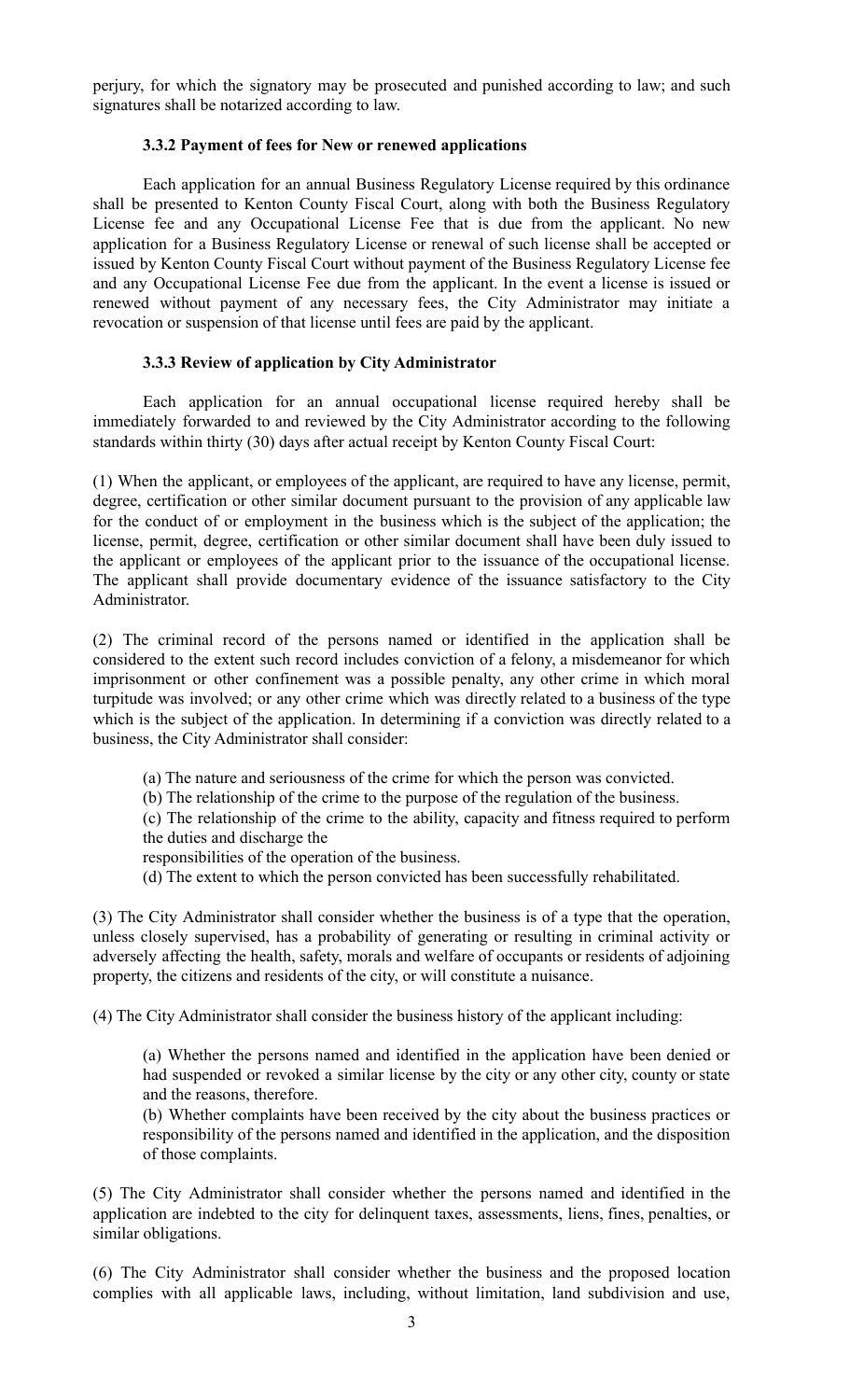perjury, for which the signatory may be prosecuted and punished according to law; and such signatures shall be notarized according to law.

### 3.3.2 Payment of fees for New or renewed applications

Each application for an annual Business Regulatory License required by this ordinance shall be presented to Kenton County Fiscal Court, along with both the Business Regulatory License fee and any Occupational License Fee that is due from the applicant. No new application for a Business Regulatory License or renewal of such license shall be accepted or issued by Kenton County Fiscal Court without payment of the Business Regulatory License fee and any Occupational License Fee due from the applicant. In the event a license is issued or renewed without payment of any necessary fees, the City Administrator may initiate a revocation or suspension of that license until fees are paid by the applicant.

### 3.3.3 Review of application by City Administrator

Each application for an annual occupational license required hereby shall be immediately forwarded to and reviewed by the City Administrator according to the following standards within thirty (30) days after actual receipt by Kenton County Fiscal Court:

(1) When the applicant, or employees of the applicant, are required to have any license, permit, degree, certification or other similar document pursuant to the provision of any applicable law for the conduct of or employment in the business which is the subject of the application; the license, permit, degree, certification or other similar document shall have been duly issued to the applicant or employees of the applicant prior to the issuance of the occupational license. The applicant shall provide documentary evidence of the issuance satisfactory to the City Administrator.

(2) The criminal record of the persons named or identified in the application shall be considered to the extent such record includes conviction of a felony, a misdemeanor for which imprisonment or other confinement was a possible penalty, any other crime in which moral turpitude was involved; or any other crime which was directly related to a business of the type which is the subject of the application. In determining if a conviction was directly related to a business, the City Administrator shall consider:

> (a) The nature and seriousness of the crime for which the person was convicted.
>
> (b) The relationship of the crime to the purpose of the regulation of the business.
>
> (c) The relationship of the crime to the ability, capacity and fitness required to perform the duties and discharge the responsibilities of the operation of the business.
>
> (d) The extent to which the person convicted has been successfully rehabilitated.

(3) The City Administrator shall consider whether the business is of a type that the operation, unless closely supervised, has a probability of generating or resulting in criminal activity or adversely affecting the health, safety, morals and welfare of occupants or residents of adjoining property, the citizens and residents of the city, or will constitute a nuisance.

(4) The City Administrator shall consider the business history of the applicant including:

> (a) Whether the persons named and identified in the application have been denied or had suspended or revoked a similar license by the city or any other city, county or state and the reasons, therefore.
>
> (b) Whether complaints have been received by the city about the business practices or responsibility of the persons named and identified in the application, and the disposition of those complaints.

(5) The City Administrator shall consider whether the persons named and identified in the application are indebted to the city for delinquent taxes, assessments, liens, fines, penalties, or similar obligations.

(6) The City Administrator shall consider whether the business and the proposed location complies with all applicable laws, including, without limitation, land subdivision and use,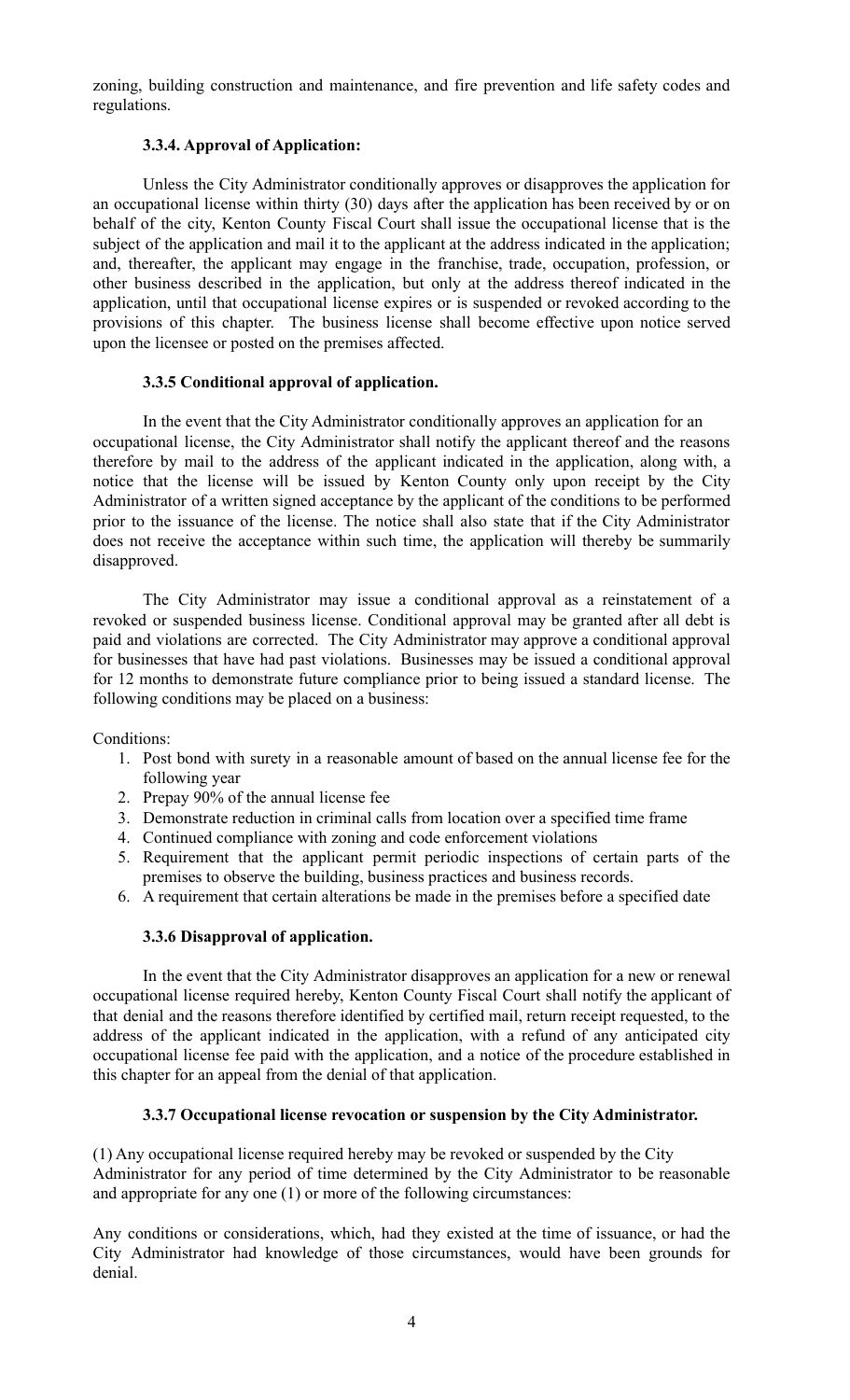zoning, building construction and maintenance, and fire prevention and life safety codes and regulations.

### 3.3.4. Approval of Application:

Unless the City Administrator conditionally approves or disapproves the application for an occupational license within thirty (30) days after the application has been received by or on behalf of the city, Kenton County Fiscal Court shall issue the occupational license that is the subject of the application and mail it to the applicant at the address indicated in the application; and, thereafter, the applicant may engage in the franchise, trade, occupation, profession, or other business described in the application, but only at the address thereof indicated in the application, until that occupational license expires or is suspended or revoked according to the provisions of this chapter. The business license shall become effective upon notice served upon the licensee or posted on the premises affected.

### 3.3.5 Conditional approval of application.

In the event that the City Administrator conditionally approves an application for an occupational license, the City Administrator shall notify the applicant thereof and the reasons therefore by mail to the address of the applicant indicated in the application, along with, a notice that the license will be issued by Kenton County only upon receipt by the City Administrator of a written signed acceptance by the applicant of the conditions to be performed prior to the issuance of the license. The notice shall also state that if the City Administrator does not receive the acceptance within such time, the application will thereby be summarily disapproved.

The City Administrator may issue a conditional approval as a reinstatement of a revoked or suspended business license. Conditional approval may be granted after all debt is paid and violations are corrected. The City Administrator may approve a conditional approval for businesses that have had past violations. Businesses may be issued a conditional approval for 12 months to demonstrate future compliance prior to being issued a standard license. The following conditions may be placed on a business:

Conditions:

1. Post bond with surety in a reasonable amount of based on the annual license fee for the following year
2. Prepay 90% of the annual license fee
3. Demonstrate reduction in criminal calls from location over a specified time frame
4. Continued compliance with zoning and code enforcement violations
5. Requirement that the applicant permit periodic inspections of certain parts of the premises to observe the building, business practices and business records.
6. A requirement that certain alterations be made in the premises before a specified date

### 3.3.6 Disapproval of application.

In the event that the City Administrator disapproves an application for a new or renewal occupational license required hereby, Kenton County Fiscal Court shall notify the applicant of that denial and the reasons therefore identified by certified mail, return receipt requested, to the address of the applicant indicated in the application, with a refund of any anticipated city occupational license fee paid with the application, and a notice of the procedure established in this chapter for an appeal from the denial of that application.

### 3.3.7 Occupational license revocation or suspension by the City Administrator.

(1) Any occupational license required hereby may be revoked or suspended by the City Administrator for any period of time determined by the City Administrator to be reasonable and appropriate for any one (1) or more of the following circumstances:

Any conditions or considerations, which, had they existed at the time of issuance, or had the City Administrator had knowledge of those circumstances, would have been grounds for denial.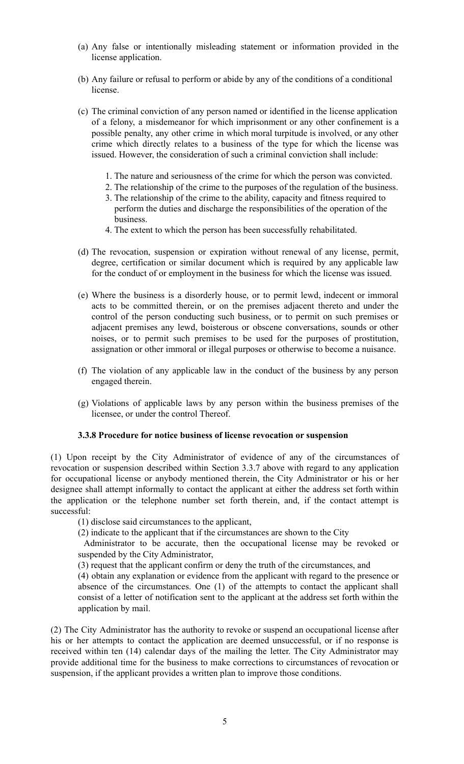(a) Any false or intentionally misleading statement or information provided in the license application.

(b) Any failure or refusal to perform or abide by any of the conditions of a conditional license.

(c) The criminal conviction of any person named or identified in the license application of a felony, a misdemeanor for which imprisonment or any other confinement is a possible penalty, any other crime in which moral turpitude is involved, or any other crime which directly relates to a business of the type for which the license was issued. However, the consideration of such a criminal conviction shall include:

1. The nature and seriousness of the crime for which the person was convicted.
2. The relationship of the crime to the purposes of the regulation of the business.
3. The relationship of the crime to the ability, capacity and fitness required to perform the duties and discharge the responsibilities of the operation of the business.
4. The extent to which the person has been successfully rehabilitated.

(d) The revocation, suspension or expiration without renewal of any license, permit, degree, certification or similar document which is required by any applicable law for the conduct of or employment in the business for which the license was issued.

(e) Where the business is a disorderly house, or to permit lewd, indecent or immoral acts to be committed therein, or on the premises adjacent thereto and under the control of the person conducting such business, or to permit on such premises or adjacent premises any lewd, boisterous or obscene conversations, sounds or other noises, or to permit such premises to be used for the purposes of prostitution, assignation or other immoral or illegal purposes or otherwise to become a nuisance.

(f) The violation of any applicable law in the conduct of the business by any person engaged therein.

(g) Violations of applicable laws by any person within the business premises of the licensee, or under the control Thereof.

**3.3.8 Procedure for notice business of license revocation or suspension**

(1) Upon receipt by the City Administrator of evidence of any of the circumstances of revocation or suspension described within Section 3.3.7 above with regard to any application for occupational license or anybody mentioned therein, the City Administrator or his or her designee shall attempt informally to contact the applicant at either the address set forth within the application or the telephone number set forth therein, and, if the contact attempt is successful:

(1) disclose said circumstances to the applicant,

(2) indicate to the applicant that if the circumstances are shown to the City Administrator to be accurate, then the occupational license may be revoked or suspended by the City Administrator,

(3) request that the applicant confirm or deny the truth of the circumstances, and

(4) obtain any explanation or evidence from the applicant with regard to the presence or absence of the circumstances. One (1) of the attempts to contact the applicant shall consist of a letter of notification sent to the applicant at the address set forth within the application by mail.

(2) The City Administrator has the authority to revoke or suspend an occupational license after his or her attempts to contact the application are deemed unsuccessful, or if no response is received within ten (14) calendar days of the mailing the letter. The City Administrator may provide additional time for the business to make corrections to circumstances of revocation or suspension, if the applicant provides a written plan to improve those conditions.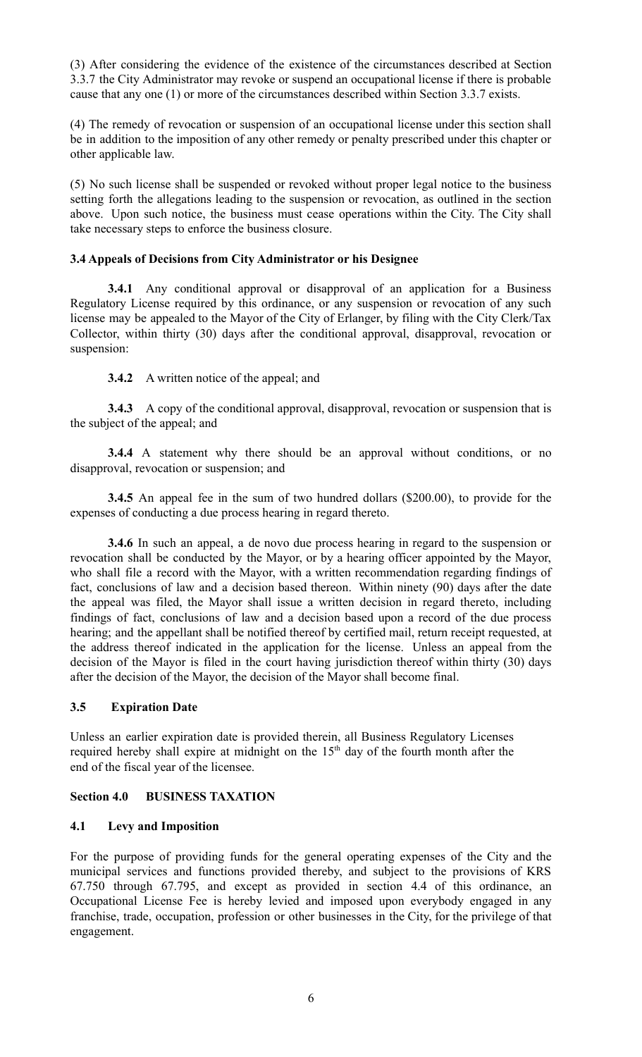(3) After considering the evidence of the existence of the circumstances described at Section 3.3.7 the City Administrator may revoke or suspend an occupational license if there is probable cause that any one (1) or more of the circumstances described within Section 3.3.7 exists.

(4) The remedy of revocation or suspension of an occupational license under this section shall be in addition to the imposition of any other remedy or penalty prescribed under this chapter or other applicable law.

(5) No such license shall be suspended or revoked without proper legal notice to the business setting forth the allegations leading to the suspension or revocation, as outlined in the section above. Upon such notice, the business must cease operations within the City. The City shall take necessary steps to enforce the business closure.

### 3.4 Appeals of Decisions from City Administrator or his Designee

**3.4.1** Any conditional approval or disapproval of an application for a Business Regulatory License required by this ordinance, or any suspension or revocation of any such license may be appealed to the Mayor of the City of Erlanger, by filing with the City Clerk/Tax Collector, within thirty (30) days after the conditional approval, disapproval, revocation or suspension:

**3.4.2** A written notice of the appeal; and

**3.4.3** A copy of the conditional approval, disapproval, revocation or suspension that is the subject of the appeal; and

**3.4.4** A statement why there should be an approval without conditions, or no disapproval, revocation or suspension; and

**3.4.5** An appeal fee in the sum of two hundred dollars ($200.00), to provide for the expenses of conducting a due process hearing in regard thereto.

**3.4.6** In such an appeal, a de novo due process hearing in regard to the suspension or revocation shall be conducted by the Mayor, or by a hearing officer appointed by the Mayor, who shall file a record with the Mayor, with a written recommendation regarding findings of fact, conclusions of law and a decision based thereon. Within ninety (90) days after the date the appeal was filed, the Mayor shall issue a written decision in regard thereto, including findings of fact, conclusions of law and a decision based upon a record of the due process hearing; and the appellant shall be notified thereof by certified mail, return receipt requested, at the address thereof indicated in the application for the license. Unless an appeal from the decision of the Mayor is filed in the court having jurisdiction thereof within thirty (30) days after the decision of the Mayor, the decision of the Mayor shall become final.

### 3.5 Expiration Date

Unless an earlier expiration date is provided therein, all Business Regulatory Licenses required hereby shall expire at midnight on the 15th day of the fourth month after the end of the fiscal year of the licensee.

## Section 4.0 BUSINESS TAXATION

### 4.1 Levy and Imposition

For the purpose of providing funds for the general operating expenses of the City and the municipal services and functions provided thereby, and subject to the provisions of KRS 67.750 through 67.795, and except as provided in section 4.4 of this ordinance, an Occupational License Fee is hereby levied and imposed upon everybody engaged in any franchise, trade, occupation, profession or other businesses in the City, for the privilege of that engagement.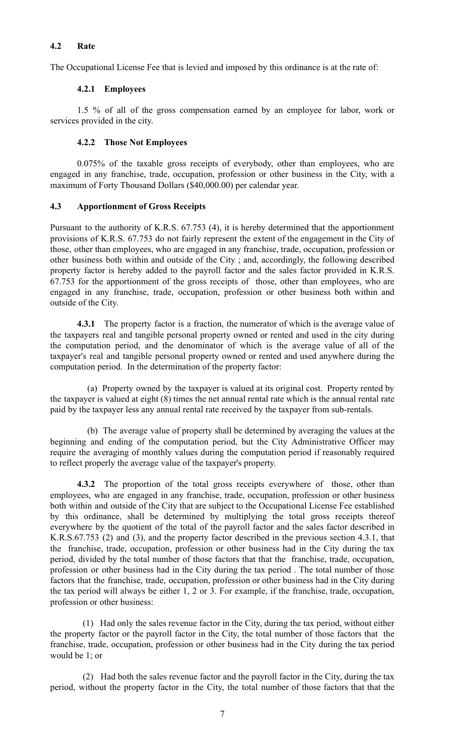### 4.2 Rate

The Occupational License Fee that is levied and imposed by this ordinance is at the rate of:

#### 4.2.1 Employees

1.5 % of all of the gross compensation earned by an employee for labor, work or services provided in the city.

#### 4.2.2 Those Not Employees

0.075% of the taxable gross receipts of everybody, other than employees, who are engaged in any franchise, trade, occupation, profession or other business in the City, with a maximum of Forty Thousand Dollars ($40,000.00) per calendar year.

### 4.3 Apportionment of Gross Receipts

Pursuant to the authority of K.R.S. 67.753 (4), it is hereby determined that the apportionment provisions of K.R.S. 67.753 do not fairly represent the extent of the engagement in the City of those, other than employees, who are engaged in any franchise, trade, occupation, profession or other business both within and outside of the City ; and, accordingly, the following described property factor is hereby added to the payroll factor and the sales factor provided in K.R.S. 67.753 for the apportionment of the gross receipts of those, other than employees, who are engaged in any franchise, trade, occupation, profession or other business both within and outside of the City.

**4.3.1** The property factor is a fraction, the numerator of which is the average value of the taxpayers real and tangible personal property owned or rented and used in the city during the computation period, and the denominator of which is the average value of all of the taxpayer's real and tangible personal property owned or rented and used anywhere during the computation period. In the determination of the property factor:

(a) Property owned by the taxpayer is valued at its original cost. Property rented by the taxpayer is valued at eight (8) times the net annual rental rate which is the annual rental rate paid by the taxpayer less any annual rental rate received by the taxpayer from sub-rentals.

(b) The average value of property shall be determined by averaging the values at the beginning and ending of the computation period, but the City Administrative Officer may require the averaging of monthly values during the computation period if reasonably required to reflect properly the average value of the taxpayer's property.

**4.3.2** The proportion of the total gross receipts everywhere of those, other than employees, who are engaged in any franchise, trade, occupation, profession or other business both within and outside of the City that are subject to the Occupational License Fee established by this ordinance, shall be determined by multiplying the total gross receipts thereof everywhere by the quotient of the total of the payroll factor and the sales factor described in K.R.S.67.753 (2) and (3), and the property factor described in the previous section 4.3.1, that the franchise, trade, occupation, profession or other business had in the City during the tax period, divided by the total number of those factors that that the franchise, trade, occupation, profession or other business had in the City during the tax period . The total number of those factors that the franchise, trade, occupation, profession or other business had in the City during the tax period will always be either 1, 2 or 3. For example, if the franchise, trade, occupation, profession or other business:

(1) Had only the sales revenue factor in the City, during the tax period, without either the property factor or the payroll factor in the City, the total number of those factors that the franchise, trade, occupation, profession or other business had in the City during the tax period would be 1; or

(2) Had both the sales revenue factor and the payroll factor in the City, during the tax period, without the property factor in the City, the total number of those factors that that the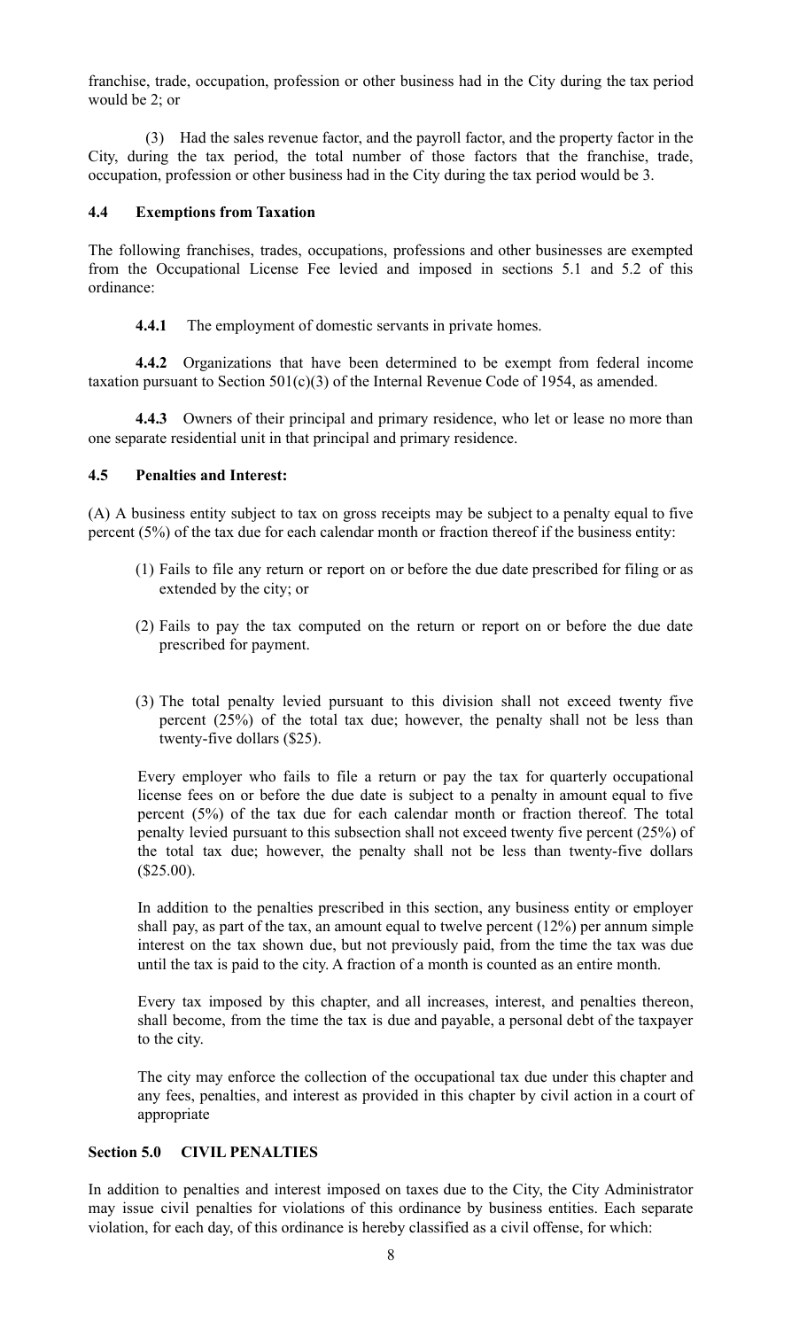franchise, trade, occupation, profession or other business had in the City during the tax period would be 2; or

(3) Had the sales revenue factor, and the payroll factor, and the property factor in the City, during the tax period, the total number of those factors that the franchise, trade, occupation, profession or other business had in the City during the tax period would be 3.

### 4.4 Exemptions from Taxation

The following franchises, trades, occupations, professions and other businesses are exempted from the Occupational License Fee levied and imposed in sections 5.1 and 5.2 of this ordinance:

**4.4.1** The employment of domestic servants in private homes.

**4.4.2** Organizations that have been determined to be exempt from federal income taxation pursuant to Section 501(c)(3) of the Internal Revenue Code of 1954, as amended.

**4.4.3** Owners of their principal and primary residence, who let or lease no more than one separate residential unit in that principal and primary residence.

### 4.5 Penalties and Interest:

(A) A business entity subject to tax on gross receipts may be subject to a penalty equal to five percent (5%) of the tax due for each calendar month or fraction thereof if the business entity:

(1) Fails to file any return or report on or before the due date prescribed for filing or as extended by the city; or

(2) Fails to pay the tax computed on the return or report on or before the due date prescribed for payment.

(3) The total penalty levied pursuant to this division shall not exceed twenty five percent (25%) of the total tax due; however, the penalty shall not be less than twenty-five dollars ($25).

Every employer who fails to file a return or pay the tax for quarterly occupational license fees on or before the due date is subject to a penalty in amount equal to five percent (5%) of the tax due for each calendar month or fraction thereof. The total penalty levied pursuant to this subsection shall not exceed twenty five percent (25%) of the total tax due; however, the penalty shall not be less than twenty-five dollars ($25.00).

In addition to the penalties prescribed in this section, any business entity or employer shall pay, as part of the tax, an amount equal to twelve percent (12%) per annum simple interest on the tax shown due, but not previously paid, from the time the tax was due until the tax is paid to the city. A fraction of a month is counted as an entire month.

Every tax imposed by this chapter, and all increases, interest, and penalties thereon, shall become, from the time the tax is due and payable, a personal debt of the taxpayer to the city.

The city may enforce the collection of the occupational tax due under this chapter and any fees, penalties, and interest as provided in this chapter by civil action in a court of appropriate

## Section 5.0 CIVIL PENALTIES

In addition to penalties and interest imposed on taxes due to the City, the City Administrator may issue civil penalties for violations of this ordinance by business entities. Each separate violation, for each day, of this ordinance is hereby classified as a civil offense, for which: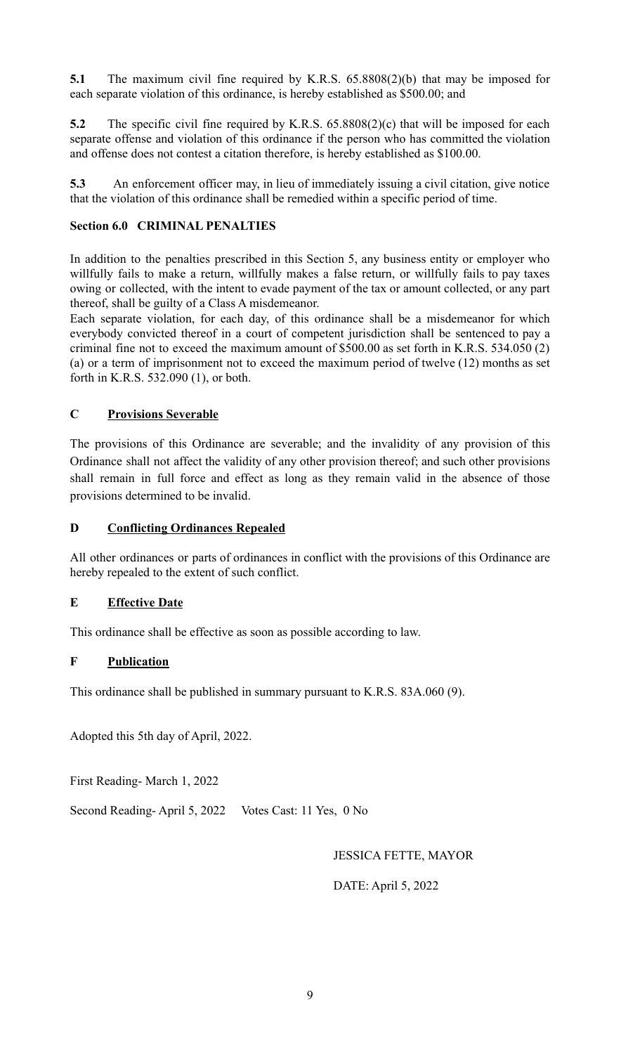**5.1** The maximum civil fine required by K.R.S. 65.8808(2)(b) that may be imposed for each separate violation of this ordinance, is hereby established as $500.00; and

**5.2** The specific civil fine required by K.R.S. 65.8808(2)(c) that will be imposed for each separate offense and violation of this ordinance if the person who has committed the violation and offense does not contest a citation therefore, is hereby established as $100.00.

**5.3** An enforcement officer may, in lieu of immediately issuing a civil citation, give notice that the violation of this ordinance shall be remedied within a specific period of time.

**Section 6.0 CRIMINAL PENALTIES**

In addition to the penalties prescribed in this Section 5, any business entity or employer who willfully fails to make a return, willfully makes a false return, or willfully fails to pay taxes owing or collected, with the intent to evade payment of the tax or amount collected, or any part thereof, shall be guilty of a Class A misdemeanor.

Each separate violation, for each day, of this ordinance shall be a misdemeanor for which everybody convicted thereof in a court of competent jurisdiction shall be sentenced to pay a criminal fine not to exceed the maximum amount of $500.00 as set forth in K.R.S. 534.050 (2) (a) or a term of imprisonment not to exceed the maximum period of twelve (12) months as set forth in K.R.S. 532.090 (1), or both.

**C** **<u>Provisions Severable</u>**

The provisions of this Ordinance are severable; and the invalidity of any provision of this Ordinance shall not affect the validity of any other provision thereof; and such other provisions shall remain in full force and effect as long as they remain valid in the absence of those provisions determined to be invalid.

**D** **<u>Conflicting Ordinances Repealed</u>**

All other ordinances or parts of ordinances in conflict with the provisions of this Ordinance are hereby repealed to the extent of such conflict.

**E** **<u>Effective Date</u>**

This ordinance shall be effective as soon as possible according to law.

**F** **<u>Publication</u>**

This ordinance shall be published in summary pursuant to K.R.S. 83A.060 (9).

Adopted this 5th day of April, 2022.

First Reading- March 1, 2022

Second Reading- April 5, 2022 Votes Cast: 11 Yes, 0 No

JESSICA FETTE, MAYOR

DATE: April 5, 2022